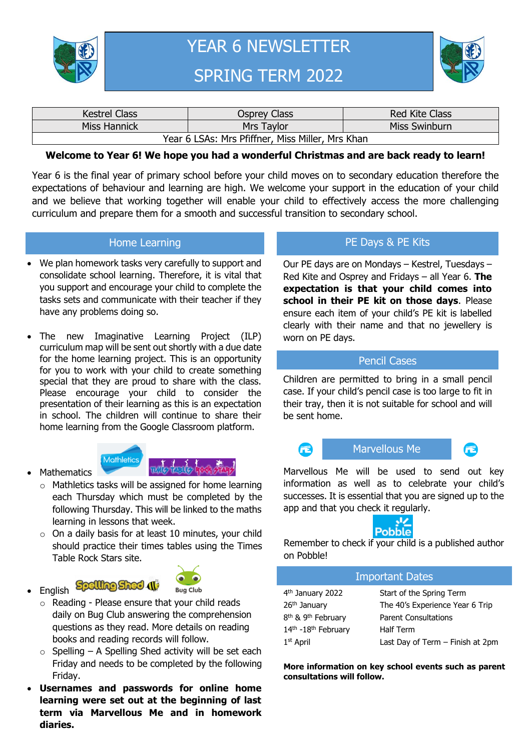# YEAR 6 NEWSLETTER
# SPRING TERM 2022

| Kestrel Class | Osprey Class | Red Kite Class |
| --- | --- | --- |
| Miss Hannick | Mrs Taylor | Miss Swinburn |
| Year 6 LSAs: Mrs Pfiffner, Miss Miller, Mrs Khan | | |

**Welcome to Year 6! We hope you had a wonderful Christmas and are back ready to learn!**

Year 6 is the final year of primary school before your child moves on to secondary education therefore the expectations of behaviour and learning are high. We welcome your support in the education of your child and we believe that working together will enable your child to effectively access the more challenging curriculum and prepare them for a smooth and successful transition to secondary school.

## Home Learning

- We plan homework tasks very carefully to support and consolidate school learning. Therefore, it is vital that you support and encourage your child to complete the tasks sets and communicate with their teacher if they have any problems doing so.
- The new Imaginative Learning Project (ILP) curriculum map will be sent out shortly with a due date for the home learning project. This is an opportunity for you to work with your child to create something special that they are proud to share with the class. Please encourage your child to consider the presentation of their learning as this is an expectation in school. The children will continue to share their home learning from the Google Classroom platform.
- Mathematics
  - Mathletics tasks will be assigned for home learning each Thursday which must be completed by the following Thursday. This will be linked to the maths learning in lessons that week.
  - On a daily basis for at least 10 minutes, your child should practice their times tables using the Times Table Rock Stars site.
- English
  - Reading - Please ensure that your child reads daily on Bug Club answering the comprehension questions as they read. More details on reading books and reading records will follow.
  - Spelling – A Spelling Shed activity will be set each Friday and needs to be completed by the following Friday.
- **Usernames and passwords for online home learning were set out at the beginning of last term via Marvellous Me and in homework diaries.**

## PE Days & PE Kits

Our PE days are on Mondays – Kestrel, Tuesdays – Red Kite and Osprey and Fridays – all Year 6. **The expectation is that your child comes into school in their PE kit on those days**. Please ensure each item of your child's PE kit is labelled clearly with their name and that no jewellery is worn on PE days.

## Pencil Cases

Children are permitted to bring in a small pencil case. If your child's pencil case is too large to fit in their tray, then it is not suitable for school and will be sent home.

## Marvellous Me

Marvellous Me will be used to send out key information as well as to celebrate your child's successes. It is essential that you are signed up to the app and that you check it regularly.

Remember to check if your child is a published author on Pobble!

## Important Dates

| Date | Event |
| --- | --- |
| 4th January 2022 | Start of the Spring Term |
| 26th January | The 40's Experience Year 6 Trip |
| 8th & 9th February | Parent Consultations |
| 14th -18th February | Half Term |
| 1st April | Last Day of Term – Finish at 2pm |

**More information on key school events such as parent consultations will follow.**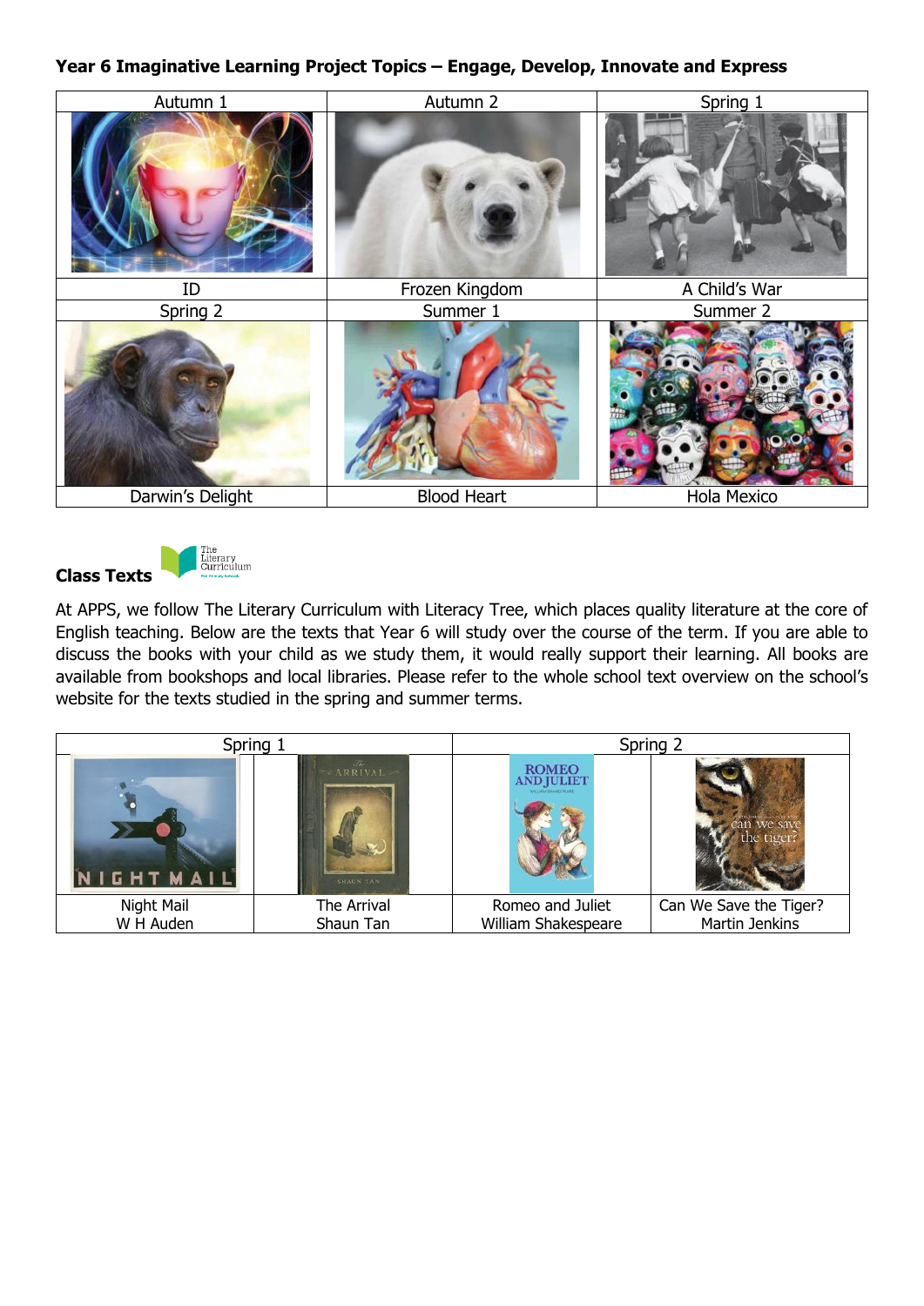## Year 6 Imaginative Learning Project Topics – Engage, Develop, Innovate and Express

| Autumn 1 | Autumn 2 | Spring 1 |
| --- | --- | --- |
| ID | Frozen Kingdom | A Child's War |
| **Spring 2** | **Summer 1** | **Summer 2** |
| Darwin's Delight | Blood Heart | Hola Mexico |

## Class Texts

At APPS, we follow The Literary Curriculum with Literacy Tree, which places quality literature at the core of English teaching. Below are the texts that Year 6 will study over the course of the term. If you are able to discuss the books with your child as we study them, it would really support their learning. All books are available from bookshops and local libraries. Please refer to the whole school text overview on the school's website for the texts studied in the spring and summer terms.

| Spring 1 | | Spring 2 | |
| --- | --- | --- | --- |
| Night Mail<br>W H Auden | The Arrival<br>Shaun Tan | Romeo and Juliet<br>William Shakespeare | Can We Save the Tiger?<br>Martin Jenkins |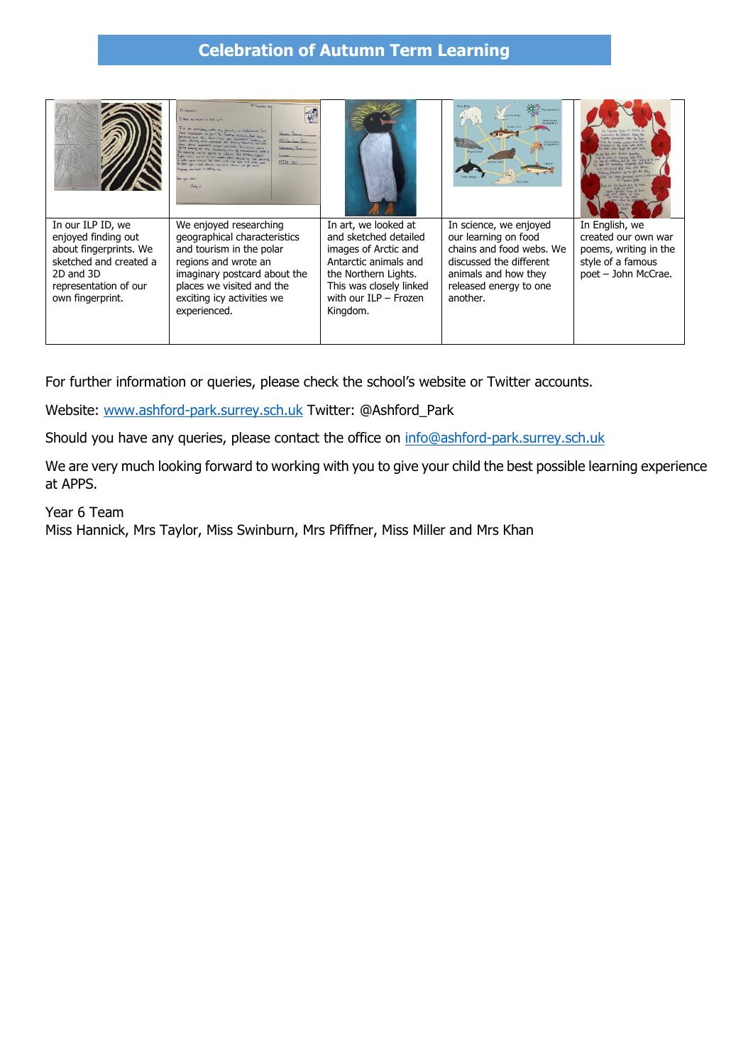## Celebration of Autumn Term Learning

| | | | | |
|---|---|---|---|---|
| In our ILP ID, we enjoyed finding out about fingerprints. We sketched and created a 2D and 3D representation of our own fingerprint. | We enjoyed researching geographical characteristics and tourism in the polar regions and wrote an imaginary postcard about the places we visited and the exciting icy activities we experienced. | In art, we looked at and sketched detailed images of Arctic and Antarctic animals and the Northern Lights. This was closely linked with our ILP – Frozen Kingdom. | In science, we enjoyed our learning on food chains and food webs. We discussed the different animals and how they released energy to one another. | In English, we created our own war poems, writing in the style of a famous poet – John McCrae. |

For further information or queries, please check the school's website or Twitter accounts.

Website: www.ashford-park.surrey.sch.uk Twitter: @Ashford_Park

Should you have any queries, please contact the office on info@ashford-park.surrey.sch.uk

We are very much looking forward to working with you to give your child the best possible learning experience at APPS.

Year 6 Team
Miss Hannick, Mrs Taylor, Miss Swinburn, Mrs Pfiffner, Miss Miller and Mrs Khan